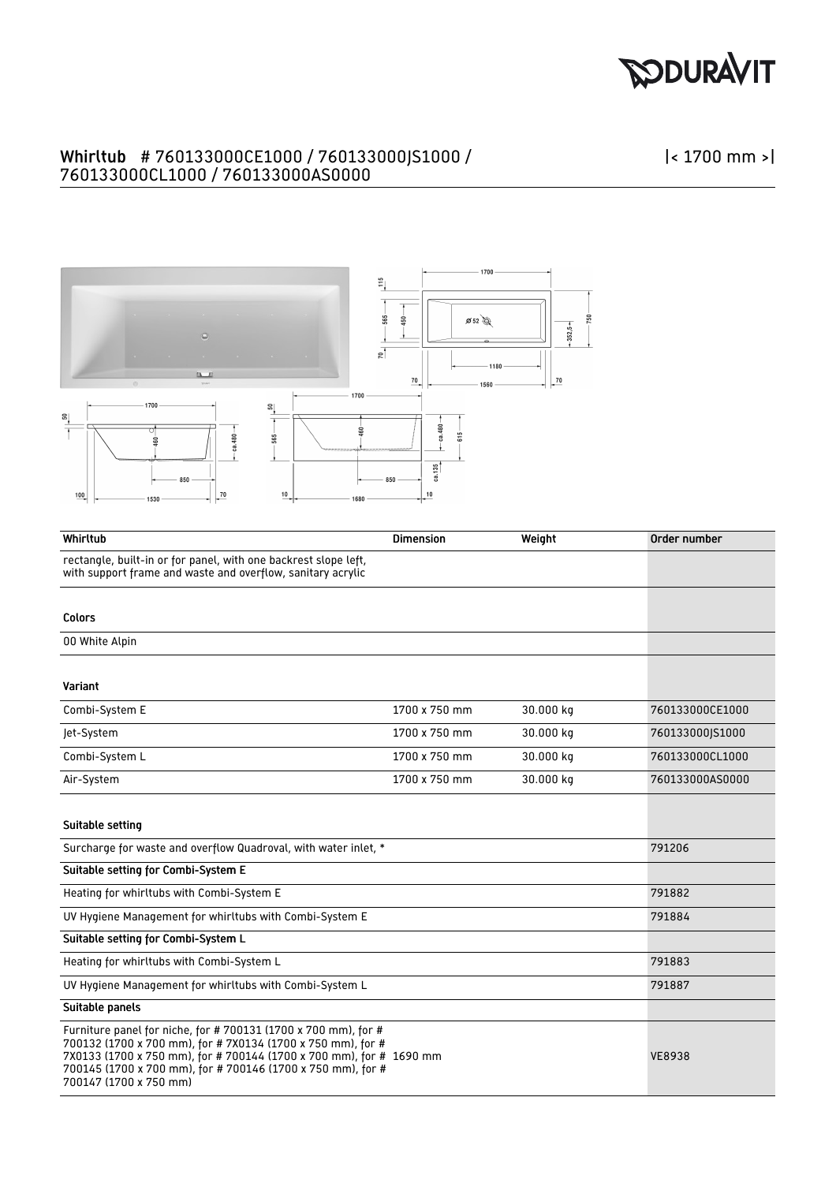# Whirltub # 760133000CE1000 / 760133000JS1000 / 760133000CL1000 / 760133000AS0000

|< 1700 mm >|

| Whirltub | Dimension | Weight | Order number |
| --- | --- | --- | --- |
| rectangle, built-in or for panel, with one backrest slope left, with support frame and waste and overflow, sanitary acrylic | | | |
| **Colors** | | | |
| 00 White Alpin | | | |
| **Variant** | | | |
| Combi-System E | 1700 x 750 mm | 30.000 kg | 760133000CE1000 |
| Jet-System | 1700 x 750 mm | 30.000 kg | 760133000JS1000 |
| Combi-System L | 1700 x 750 mm | 30.000 kg | 760133000CL1000 |
| Air-System | 1700 x 750 mm | 30.000 kg | 760133000AS0000 |
| **Suitable setting** | | | |
| Surcharge for waste and overflow Quadroval, with water inlet, * | | | 791206 |
| **Suitable setting for Combi-System E** | | | |
| Heating for whirltubs with Combi-System E | | | 791882 |
| UV Hygiene Management for whirltubs with Combi-System E | | | 791884 |
| **Suitable setting for Combi-System L** | | | |
| Heating for whirltubs with Combi-System L | | | 791883 |
| UV Hygiene Management for whirltubs with Combi-System L | | | 791887 |
| **Suitable panels** | | | |
| Furniture panel for niche, for # 700131 (1700 x 700 mm), for # 700132 (1700 x 700 mm), for # 7X0134 (1700 x 750 mm), for # 7X0133 (1700 x 750 mm), for # 700144 (1700 x 700 mm), for # 700145 (1700 x 700 mm), for # 700146 (1700 x 750 mm), for # 700147 (1700 x 750 mm) | 1690 mm | | VE8938 |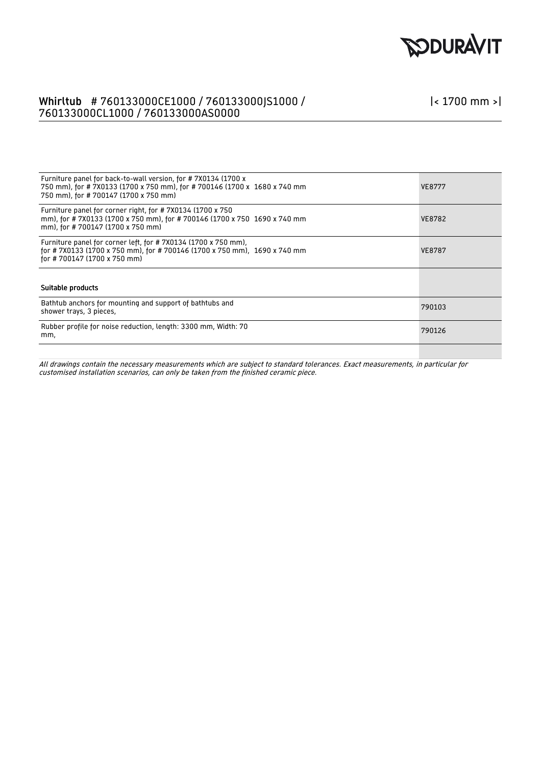**Whirltub** # 760133000CE1000 / 760133000JS1000 / 760133000CL1000 / 760133000AS0000

|< 1700 mm >|

| | | |
|---|---|---|
| Furniture panel for back-to-wall version, for # 7X0134 (1700 x 750 mm), for # 7X0133 (1700 x 750 mm), for # 700146 (1700 x 750 mm), for # 700147 (1700 x 750 mm) | 1680 x 740 mm | VE8777 |
| Furniture panel for corner right, for # 7X0134 (1700 x 750 mm), for # 7X0133 (1700 x 750 mm), for # 700146 (1700 x 750 mm), for # 700147 (1700 x 750 mm) | 1690 x 740 mm | VE8782 |
| Furniture panel for corner left, for # 7X0134 (1700 x 750 mm), for # 7X0133 (1700 x 750 mm), for # 700146 (1700 x 750 mm), for # 700147 (1700 x 750 mm) | 1690 x 740 mm | VE8787 |
| **Suitable products** | | |
| Bathtub anchors for mounting and support of bathtubs and shower trays, 3 pieces, | | 790103 |
| Rubber profile for noise reduction, length: 3300 mm, Width: 70 mm, | | 790126 |

*All drawings contain the necessary measurements which are subject to standard tolerances. Exact measurements, in particular for customised installation scenarios, can only be taken from the finished ceramic piece.*